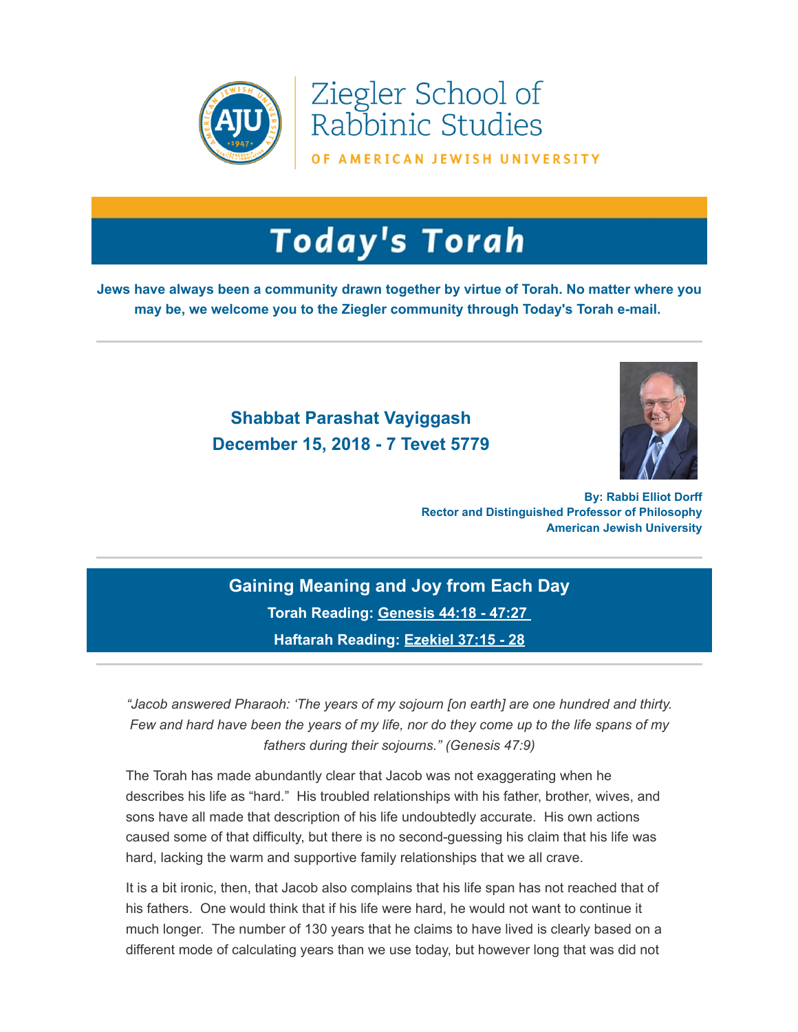Ziegler School of Rabbinic Studies

OF AMERICAN JEWISH UNIVERSITY

# Today's Torah

**Jews have always been a community drawn together by virtue of Torah. No matter where you may be, we welcome you to the Ziegler community through Today's Torah e-mail.**

---

## Shabbat Parashat Vayiggash
## December 15, 2018 - 7 Tevet 5779

**By: Rabbi Elliot Dorff**
**Rector and Distinguished Professor of Philosophy**
**American Jewish University**

---

## Gaining Meaning and Joy from Each Day

**Torah Reading: Genesis 44:18 - 47:27**

**Haftarah Reading: Ezekiel 37:15 - 28**

---

*"Jacob answered Pharaoh: 'The years of my sojourn [on earth] are one hundred and thirty. Few and hard have been the years of my life, nor do they come up to the life spans of my fathers during their sojourns." (Genesis 47:9)*

The Torah has made abundantly clear that Jacob was not exaggerating when he describes his life as "hard." His troubled relationships with his father, brother, wives, and sons have all made that description of his life undoubtedly accurate. His own actions caused some of that difficulty, but there is no second-guessing his claim that his life was hard, lacking the warm and supportive family relationships that we all crave.

It is a bit ironic, then, that Jacob also complains that his life span has not reached that of his fathers. One would think that if his life were hard, he would not want to continue it much longer. The number of 130 years that he claims to have lived is clearly based on a different mode of calculating years than we use today, but however long that was did not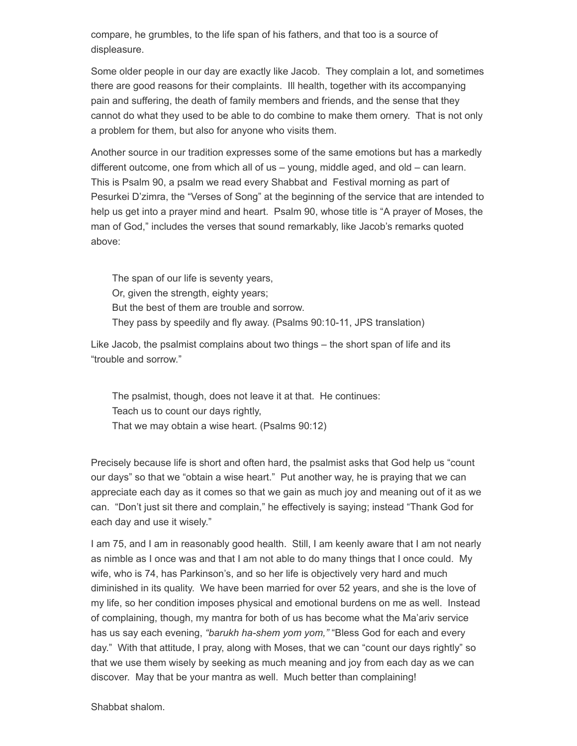compare, he grumbles, to the life span of his fathers, and that too is a source of displeasure.

Some older people in our day are exactly like Jacob. They complain a lot, and sometimes there are good reasons for their complaints. Ill health, together with its accompanying pain and suffering, the death of family members and friends, and the sense that they cannot do what they used to be able to do combine to make them ornery. That is not only a problem for them, but also for anyone who visits them.

Another source in our tradition expresses some of the same emotions but has a markedly different outcome, one from which all of us – young, middle aged, and old – can learn. This is Psalm 90, a psalm we read every Shabbat and Festival morning as part of Pesurkei D'zimra, the "Verses of Song" at the beginning of the service that are intended to help us get into a prayer mind and heart. Psalm 90, whose title is "A prayer of Moses, the man of God," includes the verses that sound remarkably, like Jacob's remarks quoted above:

> The span of our life is seventy years,
> Or, given the strength, eighty years;
> But the best of them are trouble and sorrow.
> They pass by speedily and fly away. (Psalms 90:10-11, JPS translation)

Like Jacob, the psalmist complains about two things – the short span of life and its "trouble and sorrow."

> The psalmist, though, does not leave it at that. He continues:
> Teach us to count our days rightly,
> That we may obtain a wise heart. (Psalms 90:12)

Precisely because life is short and often hard, the psalmist asks that God help us "count our days" so that we "obtain a wise heart." Put another way, he is praying that we can appreciate each day as it comes so that we gain as much joy and meaning out of it as we can. "Don't just sit there and complain," he effectively is saying; instead "Thank God for each day and use it wisely."

I am 75, and I am in reasonably good health. Still, I am keenly aware that I am not nearly as nimble as I once was and that I am not able to do many things that I once could. My wife, who is 74, has Parkinson's, and so her life is objectively very hard and much diminished in its quality. We have been married for over 52 years, and she is the love of my life, so her condition imposes physical and emotional burdens on me as well. Instead of complaining, though, my mantra for both of us has become what the Ma'ariv service has us say each evening, *"barukh ha-shem yom yom,"* "Bless God for each and every day." With that attitude, I pray, along with Moses, that we can "count our days rightly" so that we use them wisely by seeking as much meaning and joy from each day as we can discover. May that be your mantra as well. Much better than complaining!

Shabbat shalom.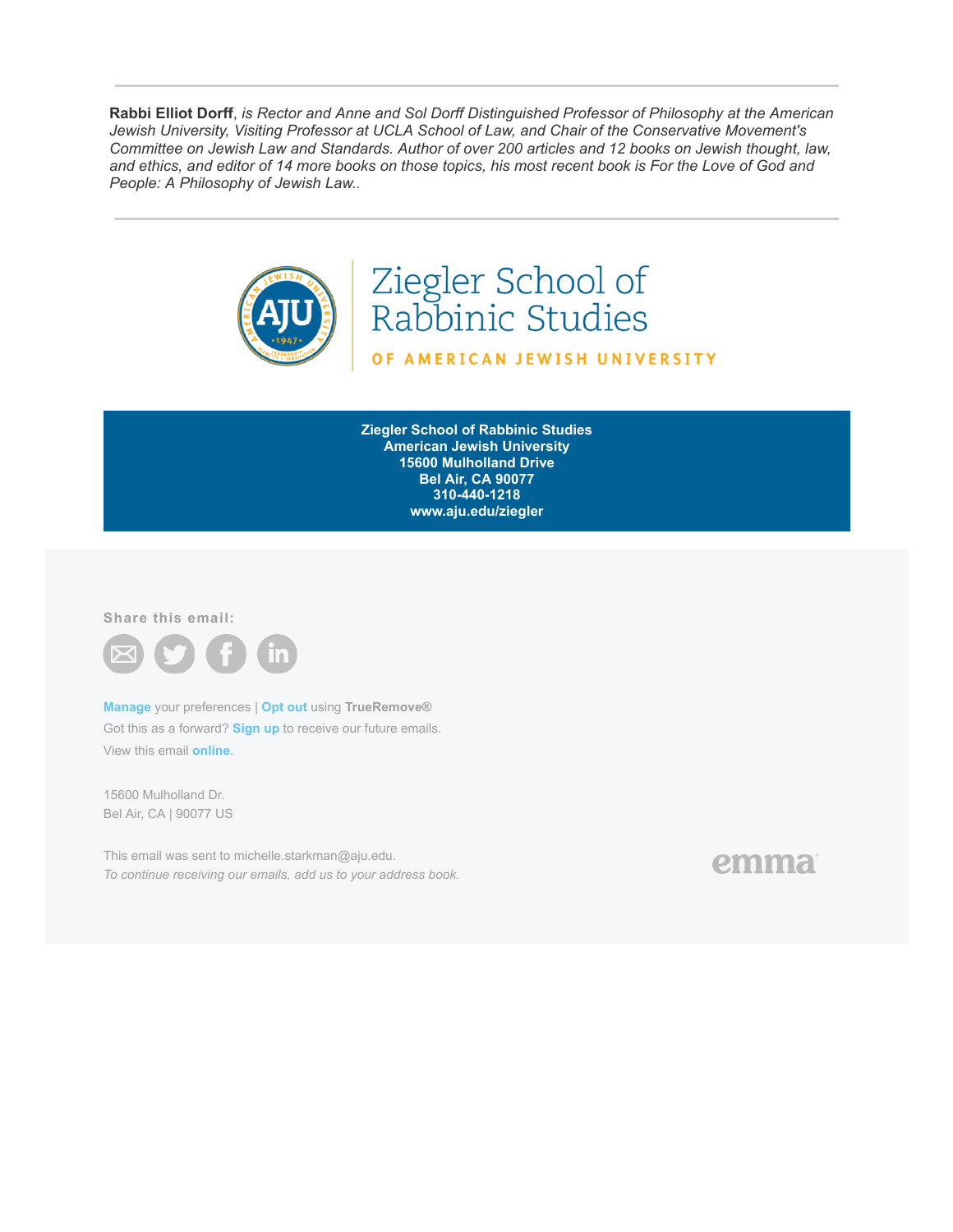---

**Rabbi Elliot Dorff**, *is Rector and Anne and Sol Dorff Distinguished Professor of Philosophy at the American Jewish University, Visiting Professor at UCLA School of Law, and Chair of the Conservative Movement's Committee on Jewish Law and Standards. Author of over 200 articles and 12 books on Jewish thought, law, and ethics, and editor of 14 more books on those topics, his most recent book is For the Love of God and People: A Philosophy of Jewish Law..*

---

Ziegler School of Rabbinic Studies
OF AMERICAN JEWISH UNIVERSITY

**Ziegler School of Rabbinic Studies**
**American Jewish University**
**15600 Mulholland Drive**
**Bel Air, CA 90077**
**310-440-1218**
**www.aju.edu/ziegler**

**Share this email:**

**Manage** your preferences | **Opt out** using **TrueRemove®**
Got this as a forward? **Sign up** to receive our future emails.
View this email **online**.

15600 Mulholland Dr.
Bel Air, CA | 90077 US

This email was sent to michelle.starkman@aju.edu.
*To continue receiving our emails, add us to your address book.*

emma